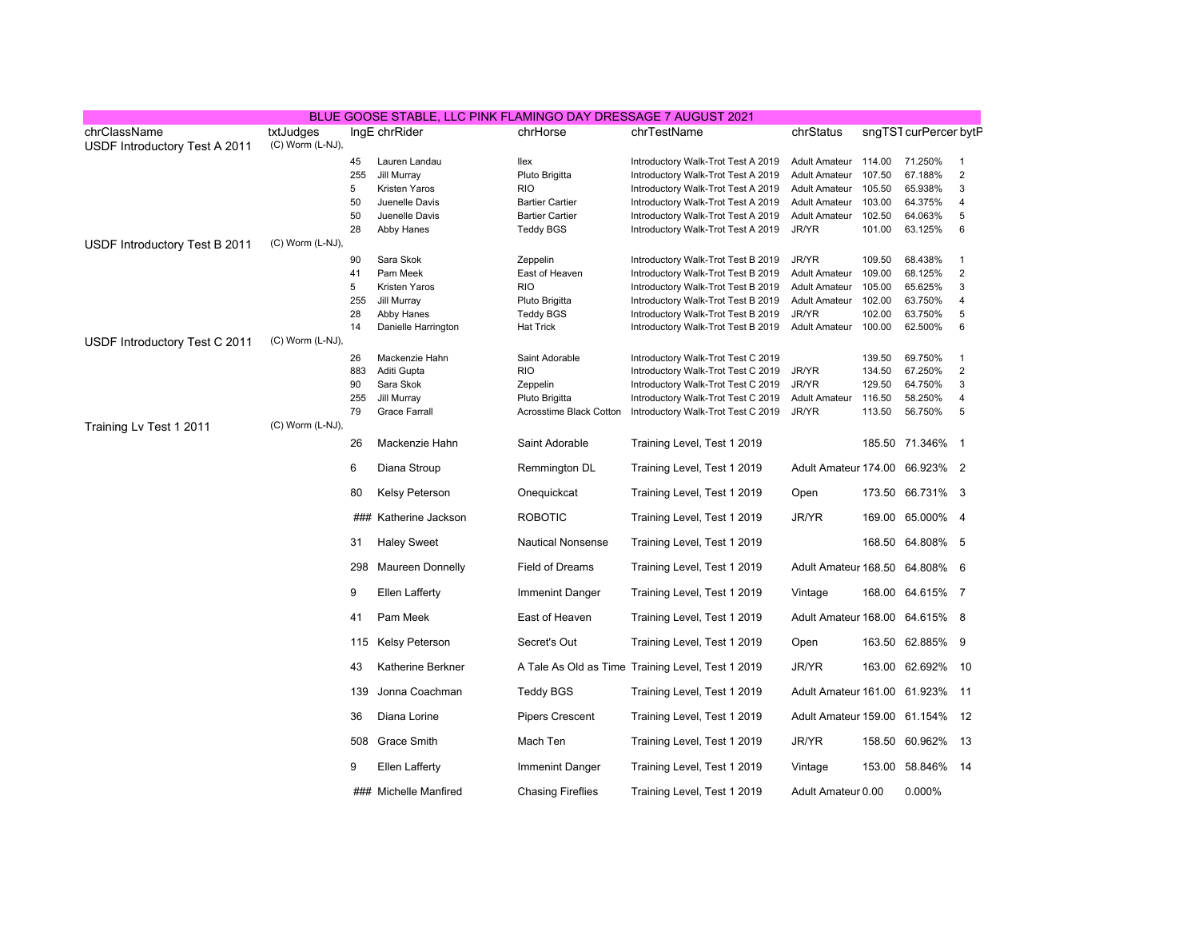# BLUE GOOSE STABLE, LLC PINK FLAMINGO DAY DRESSAGE 7 AUGUST 2021

| chrClassName | txtJudges | lngE | chrRider | chrHorse | chrTestName | chrStatus | sngTST | curPercer | bytP |
|---|---|---|---|---|---|---|---|---|---|
| USDF Introductory Test A 2011 | (C) Worm (L-NJ), | | | | | | | | |
| | | 45 | Lauren Landau | Ilex | Introductory Walk-Trot Test A 2019 | Adult Amateur | 114.00 | 71.250% | 1 |
| | | 255 | Jill Murray | Pluto Brigitta | Introductory Walk-Trot Test A 2019 | Adult Amateur | 107.50 | 67.188% | 2 |
| | | 5 | Kristen Yaros | RIO | Introductory Walk-Trot Test A 2019 | Adult Amateur | 105.50 | 65.938% | 3 |
| | | 50 | Juenelle Davis | Bartier Cartier | Introductory Walk-Trot Test A 2019 | Adult Amateur | 103.00 | 64.375% | 4 |
| | | 50 | Juenelle Davis | Bartier Cartier | Introductory Walk-Trot Test A 2019 | Adult Amateur | 102.50 | 64.063% | 5 |
| | | 28 | Abby Hanes | Teddy BGS | Introductory Walk-Trot Test A 2019 | JR/YR | 101.00 | 63.125% | 6 |
| USDF Introductory Test B 2011 | (C) Worm (L-NJ), | | | | | | | | |
| | | 90 | Sara Skok | Zeppelin | Introductory Walk-Trot Test B 2019 | JR/YR | 109.50 | 68.438% | 1 |
| | | 41 | Pam Meek | East of Heaven | Introductory Walk-Trot Test B 2019 | Adult Amateur | 109.00 | 68.125% | 2 |
| | | 5 | Kristen Yaros | RIO | Introductory Walk-Trot Test B 2019 | Adult Amateur | 105.00 | 65.625% | 3 |
| | | 255 | Jill Murray | Pluto Brigitta | Introductory Walk-Trot Test B 2019 | Adult Amateur | 102.00 | 63.750% | 4 |
| | | 28 | Abby Hanes | Teddy BGS | Introductory Walk-Trot Test B 2019 | JR/YR | 102.00 | 63.750% | 5 |
| | | 14 | Danielle Harrington | Hat Trick | Introductory Walk-Trot Test B 2019 | Adult Amateur | 100.00 | 62.500% | 6 |
| USDF Introductory Test C 2011 | (C) Worm (L-NJ), | | | | | | | | |
| | | 26 | Mackenzie Hahn | Saint Adorable | Introductory Walk-Trot Test C 2019 | | 139.50 | 69.750% | 1 |
| | | 883 | Aditi Gupta | RIO | Introductory Walk-Trot Test C 2019 | JR/YR | 134.50 | 67.250% | 2 |
| | | 90 | Sara Skok | Zeppelin | Introductory Walk-Trot Test C 2019 | JR/YR | 129.50 | 64.750% | 3 |
| | | 255 | Jill Murray | Pluto Brigitta | Introductory Walk-Trot Test C 2019 | Adult Amateur | 116.50 | 58.250% | 4 |
| | | 79 | Grace Farrall | Acrosstime Black Cotton | Introductory Walk-Trot Test C 2019 | JR/YR | 113.50 | 56.750% | 5 |
| Training Lv Test 1 2011 | (C) Worm (L-NJ), | | | | | | | | |
| | | 26 | Mackenzie Hahn | Saint Adorable | Training Level, Test 1 2019 | | 185.50 | 71.346% | 1 |
| | | 6 | Diana Stroup | Remmington DL | Training Level, Test 1 2019 | Adult Amateur | 174.00 | 66.923% | 2 |
| | | 80 | Kelsy Peterson | Onequickcat | Training Level, Test 1 2019 | Open | 173.50 | 66.731% | 3 |
| | | ### | Katherine Jackson | ROBOTIC | Training Level, Test 1 2019 | JR/YR | 169.00 | 65.000% | 4 |
| | | 31 | Haley Sweet | Nautical Nonsense | Training Level, Test 1 2019 | | 168.50 | 64.808% | 5 |
| | | 298 | Maureen Donnelly | Field of Dreams | Training Level, Test 1 2019 | Adult Amateur | 168.50 | 64.808% | 6 |
| | | 9 | Ellen Lafferty | Immenint Danger | Training Level, Test 1 2019 | Vintage | 168.00 | 64.615% | 7 |
| | | 41 | Pam Meek | East of Heaven | Training Level, Test 1 2019 | Adult Amateur | 168.00 | 64.615% | 8 |
| | | 115 | Kelsy Peterson | Secret's Out | Training Level, Test 1 2019 | Open | 163.50 | 62.885% | 9 |
| | | 43 | Katherine Berkner | A Tale As Old as Time | Training Level, Test 1 2019 | JR/YR | 163.00 | 62.692% | 10 |
| | | 139 | Jonna Coachman | Teddy BGS | Training Level, Test 1 2019 | Adult Amateur | 161.00 | 61.923% | 11 |
| | | 36 | Diana Lorine | Pipers Crescent | Training Level, Test 1 2019 | Adult Amateur | 159.00 | 61.154% | 12 |
| | | 508 | Grace Smith | Mach Ten | Training Level, Test 1 2019 | JR/YR | 158.50 | 60.962% | 13 |
| | | 9 | Ellen Lafferty | Immenint Danger | Training Level, Test 1 2019 | Vintage | 153.00 | 58.846% | 14 |
| | | ### | Michelle Manfired | Chasing Fireflies | Training Level, Test 1 2019 | Adult Amateur | 0.00 | 0.000% | |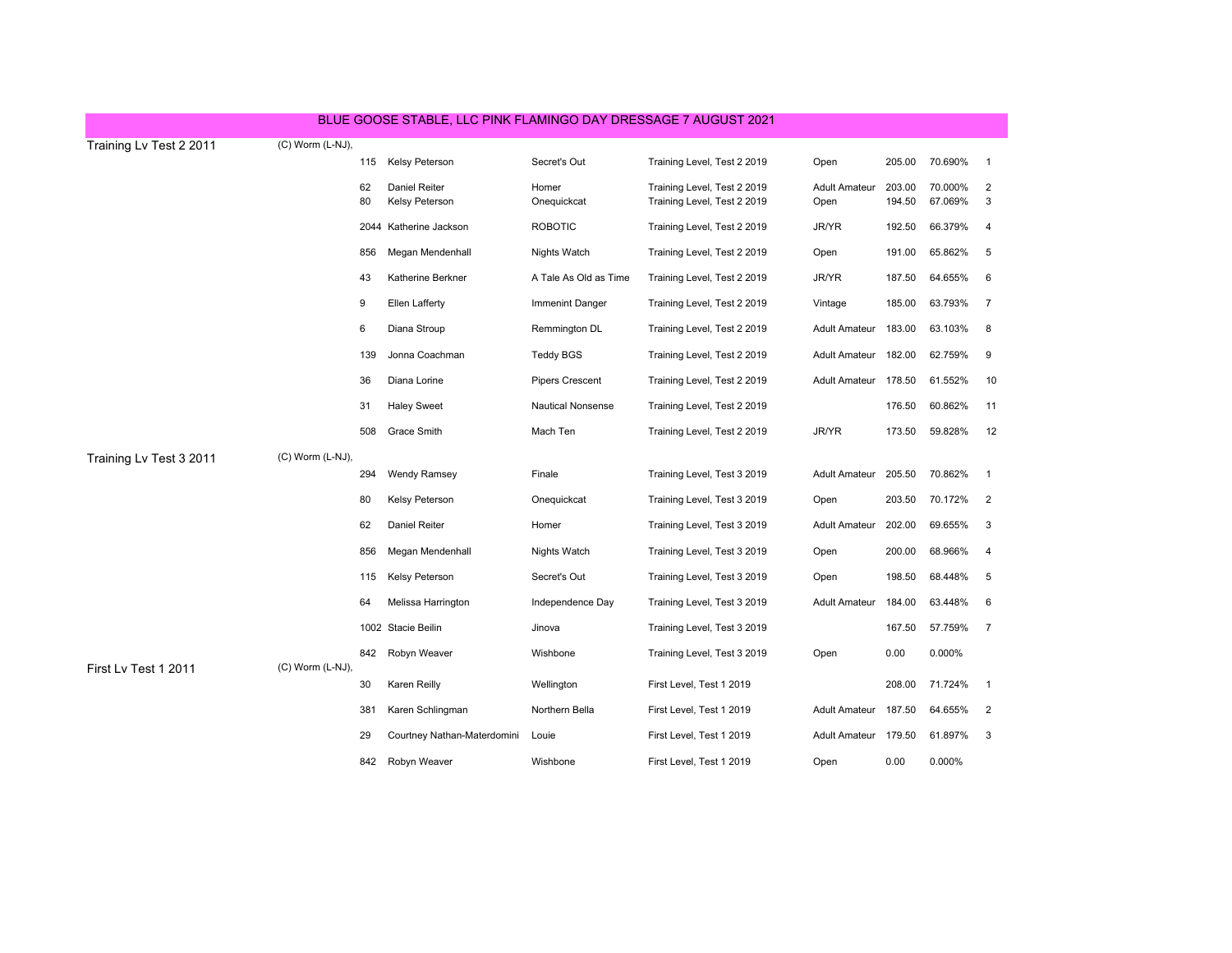# BLUE GOOSE STABLE, LLC PINK FLAMINGO DAY DRESSAGE 7 AUGUST 2021

## Training Lv Test 2 2011

(C) Worm (L-NJ),

| No. | Rider | Horse | Test | Division | Score | Percent | Place |
|---|---|---|---|---|---|---|---|
| 115 | Kelsy Peterson | Secret's Out | Training Level, Test 2 2019 | Open | 205.00 | 70.690% | 1 |
| 62 | Daniel Reiter | Homer | Training Level, Test 2 2019 | Adult Amateur | 203.00 | 70.000% | 2 |
| 80 | Kelsy Peterson | Onequickcat | Training Level, Test 2 2019 | Open | 194.50 | 67.069% | 3 |
| 2044 | Katherine Jackson | ROBOTIC | Training Level, Test 2 2019 | JR/YR | 192.50 | 66.379% | 4 |
| 856 | Megan Mendenhall | Nights Watch | Training Level, Test 2 2019 | Open | 191.00 | 65.862% | 5 |
| 43 | Katherine Berkner | A Tale As Old as Time | Training Level, Test 2 2019 | JR/YR | 187.50 | 64.655% | 6 |
| 9 | Ellen Lafferty | Immenint Danger | Training Level, Test 2 2019 | Vintage | 185.00 | 63.793% | 7 |
| 6 | Diana Stroup | Remmington DL | Training Level, Test 2 2019 | Adult Amateur | 183.00 | 63.103% | 8 |
| 139 | Jonna Coachman | Teddy BGS | Training Level, Test 2 2019 | Adult Amateur | 182.00 | 62.759% | 9 |
| 36 | Diana Lorine | Pipers Crescent | Training Level, Test 2 2019 | Adult Amateur | 178.50 | 61.552% | 10 |
| 31 | Haley Sweet | Nautical Nonsense | Training Level, Test 2 2019 | | 176.50 | 60.862% | 11 |
| 508 | Grace Smith | Mach Ten | Training Level, Test 2 2019 | JR/YR | 173.50 | 59.828% | 12 |

## Training Lv Test 3 2011

(C) Worm (L-NJ),

| No. | Rider | Horse | Test | Division | Score | Percent | Place |
|---|---|---|---|---|---|---|---|
| 294 | Wendy Ramsey | Finale | Training Level, Test 3 2019 | Adult Amateur | 205.50 | 70.862% | 1 |
| 80 | Kelsy Peterson | Onequickcat | Training Level, Test 3 2019 | Open | 203.50 | 70.172% | 2 |
| 62 | Daniel Reiter | Homer | Training Level, Test 3 2019 | Adult Amateur | 202.00 | 69.655% | 3 |
| 856 | Megan Mendenhall | Nights Watch | Training Level, Test 3 2019 | Open | 200.00 | 68.966% | 4 |
| 115 | Kelsy Peterson | Secret's Out | Training Level, Test 3 2019 | Open | 198.50 | 68.448% | 5 |
| 64 | Melissa Harrington | Independence Day | Training Level, Test 3 2019 | Adult Amateur | 184.00 | 63.448% | 6 |
| 1002 | Stacie Beilin | Jinova | Training Level, Test 3 2019 | | 167.50 | 57.759% | 7 |
| 842 | Robyn Weaver | Wishbone | Training Level, Test 3 2019 | Open | 0.00 | 0.000% | |

## First Lv Test 1 2011

(C) Worm (L-NJ),

| No. | Rider | Horse | Test | Division | Score | Percent | Place |
|---|---|---|---|---|---|---|---|
| 30 | Karen Reilly | Wellington | First Level, Test 1 2019 | | 208.00 | 71.724% | 1 |
| 381 | Karen Schlingman | Northern Bella | First Level, Test 1 2019 | Adult Amateur | 187.50 | 64.655% | 2 |
| 29 | Courtney Nathan-Materdomini | Louie | First Level, Test 1 2019 | Adult Amateur | 179.50 | 61.897% | 3 |
| 842 | Robyn Weaver | Wishbone | First Level, Test 1 2019 | Open | 0.00 | 0.000% | |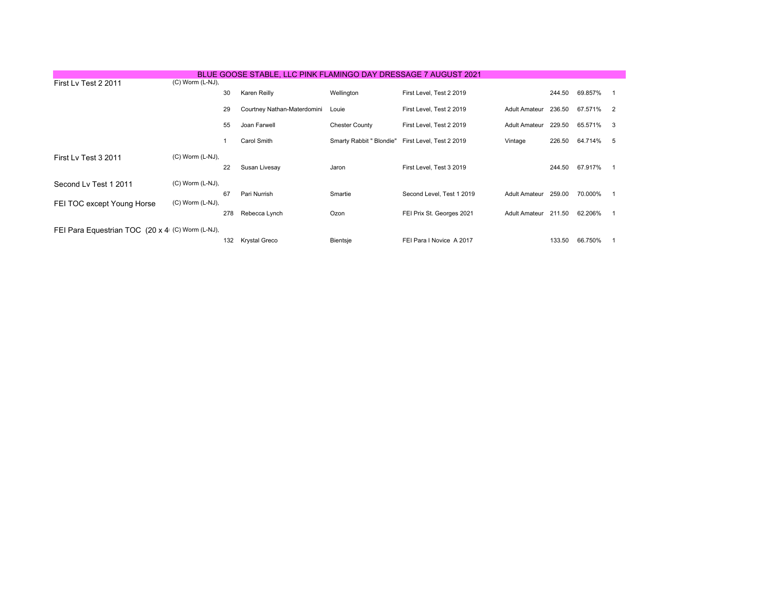# BLUE GOOSE STABLE, LLC PINK FLAMINGO DAY DRESSAGE 7 AUGUST 2021

| | | | | | | | | | |
|---|---|---|---|---|---|---|---|---|---|
| First Lv Test 2 2011 | (C) Worm (L-NJ), | | | | | | | | |
| | | 30 | Karen Reilly | Wellington | First Level, Test 2 2019 | | 244.50 | 69.857% | 1 |
| | | 29 | Courtney Nathan-Materdomini | Louie | First Level, Test 2 2019 | Adult Amateur | 236.50 | 67.571% | 2 |
| | | 55 | Joan Farwell | Chester County | First Level, Test 2 2019 | Adult Amateur | 229.50 | 65.571% | 3 |
| | | 1 | Carol Smith | Smarty Rabbit " Blondie" | First Level, Test 2 2019 | Vintage | 226.50 | 64.714% | 5 |
| First Lv Test 3 2011 | (C) Worm (L-NJ), | | | | | | | | |
| | | 22 | Susan Livesay | Jaron | First Level, Test 3 2019 | | 244.50 | 67.917% | 1 |
| Second Lv Test 1 2011 | (C) Worm (L-NJ), | | | | | | | | |
| | | 67 | Pari Nurrish | Smartie | Second Level, Test 1 2019 | Adult Amateur | 259.00 | 70.000% | 1 |
| FEI TOC except Young Horse | (C) Worm (L-NJ), | | | | | | | | |
| | | 278 | Rebecca Lynch | Ozon | FEI Prix St. Georges 2021 | Adult Amateur | 211.50 | 62.206% | 1 |
| FEI Para Equestrian TOC (20 x 4 | (C) Worm (L-NJ), | | | | | | | | |
| | | 132 | Krystal Greco | Bientsje | FEI Para I Novice A 2017 | | 133.50 | 66.750% | 1 |